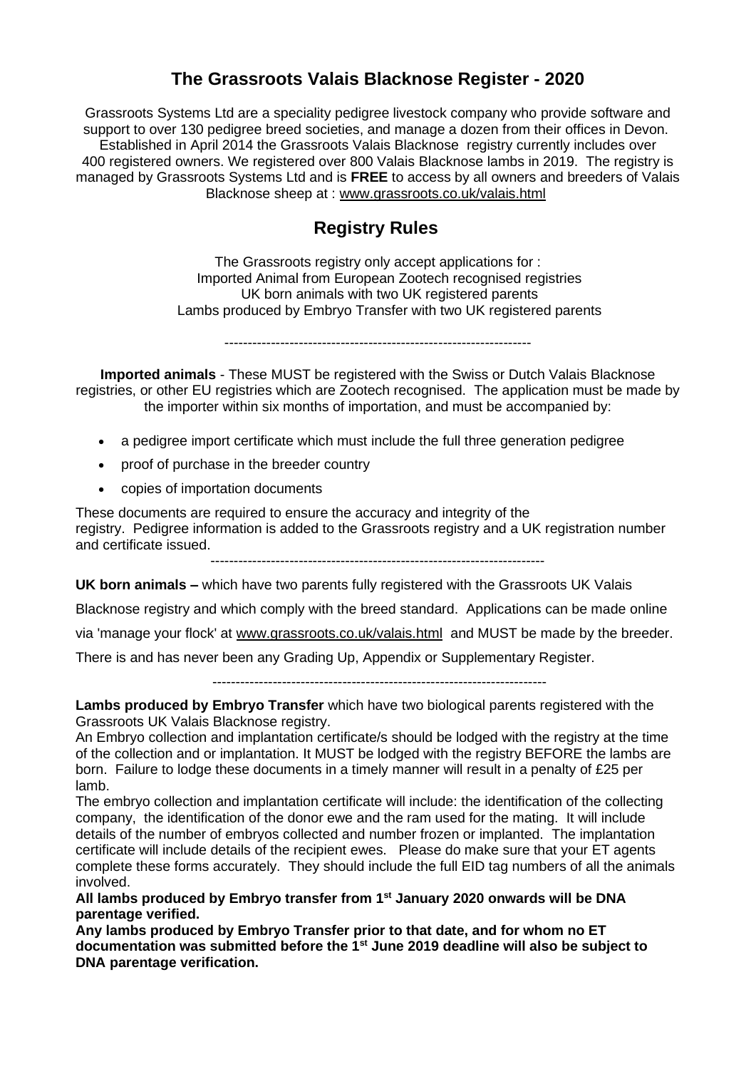# The Grassroots Valais Blacknose Register - 2020

Grassroots Systems Ltd are a speciality pedigree livestock company who provide software and support to over 130 pedigree breed societies, and manage a dozen from their offices in Devon. Established in April 2014 the Grassroots Valais Blacknose registry currently includes over 400 registered owners. We registered over 800 Valais Blacknose lambs in 2019. The registry is managed by Grassroots Systems Ltd and is **FREE** to access by all owners and breeders of Valais Blacknose sheep at : www.grassroots.co.uk/valais.html

## Registry Rules

The Grassroots registry only accept applications for :
Imported Animal from European Zootech recognised registries
UK born animals with two UK registered parents
Lambs produced by Embryo Transfer with two UK registered parents

-----------------------------------------------------------------

**Imported animals** - These MUST be registered with the Swiss or Dutch Valais Blacknose registries, or other EU registries which are Zootech recognised. The application must be made by the importer within six months of importation, and must be accompanied by:

- a pedigree import certificate which must include the full three generation pedigree
- proof of purchase in the breeder country
- copies of importation documents

These documents are required to ensure the accuracy and integrity of the registry. Pedigree information is added to the Grassroots registry and a UK registration number and certificate issued.

------------------------------------------------------------------------

**UK born animals –** which have two parents fully registered with the Grassroots UK Valais Blacknose registry and which comply with the breed standard. Applications can be made online via 'manage your flock' at www.grassroots.co.uk/valais.html and MUST be made by the breeder.

There is and has never been any Grading Up, Appendix or Supplementary Register.

------------------------------------------------------------------------

**Lambs produced by Embryo Transfer** which have two biological parents registered with the Grassroots UK Valais Blacknose registry.

An Embryo collection and implantation certificate/s should be lodged with the registry at the time of the collection and or implantation. It MUST be lodged with the registry BEFORE the lambs are born. Failure to lodge these documents in a timely manner will result in a penalty of £25 per lamb.

The embryo collection and implantation certificate will include: the identification of the collecting company, the identification of the donor ewe and the ram used for the mating. It will include details of the number of embryos collected and number frozen or implanted. The implantation certificate will include details of the recipient ewes. Please do make sure that your ET agents complete these forms accurately. They should include the full EID tag numbers of all the animals involved.

**All lambs produced by Embryo transfer from 1st January 2020 onwards will be DNA parentage verified.**

**Any lambs produced by Embryo Transfer prior to that date, and for whom no ET documentation was submitted before the 1st June 2019 deadline will also be subject to DNA parentage verification.**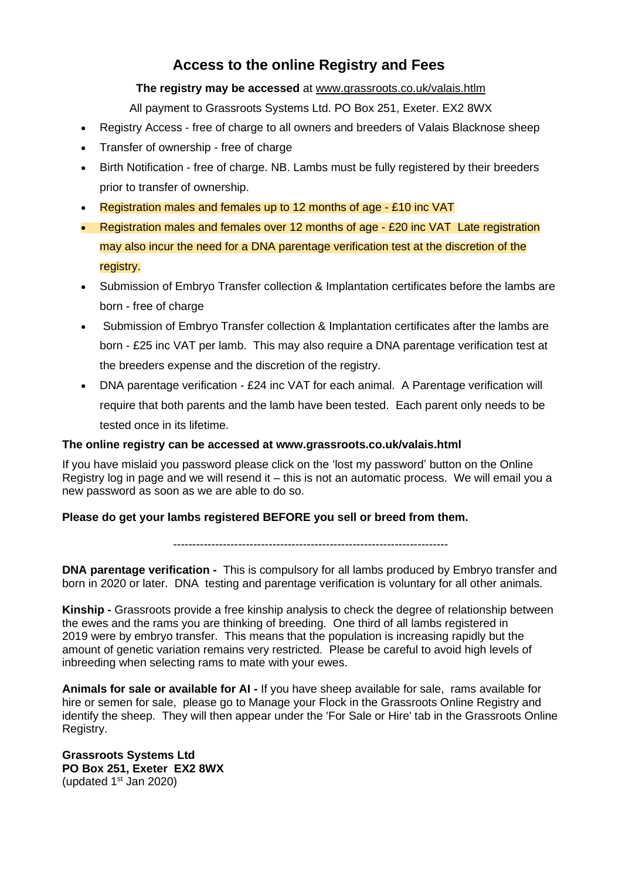## Access to the online Registry and Fees

**The registry may be accessed** at www.grassroots.co.uk/valais.htlm

All payment to Grassroots Systems Ltd. PO Box 251, Exeter. EX2 8WX

- Registry Access - free of charge to all owners and breeders of Valais Blacknose sheep
- Transfer of ownership - free of charge
- Birth Notification - free of charge. NB. Lambs must be fully registered by their breeders prior to transfer of ownership.
- Registration males and females up to 12 months of age - £10 inc VAT
- Registration males and females over 12 months of age - £20 inc VAT Late registration may also incur the need for a DNA parentage verification test at the discretion of the registry.
- Submission of Embryo Transfer collection & Implantation certificates before the lambs are born - free of charge
- Submission of Embryo Transfer collection & Implantation certificates after the lambs are born - £25 inc VAT per lamb. This may also require a DNA parentage verification test at the breeders expense and the discretion of the registry.
- DNA parentage verification - £24 inc VAT for each animal. A Parentage verification will require that both parents and the lamb have been tested. Each parent only needs to be tested once in its lifetime.

**The online registry can be accessed at www.grassroots.co.uk/valais.html**

If you have mislaid you password please click on the 'lost my password' button on the Online Registry log in page and we will resend it – this is not an automatic process. We will email you a new password as soon as we are able to do so.

**Please do get your lambs registered BEFORE you sell or breed from them.**

------------------------------------------------------------------------

**DNA parentage verification -** This is compulsory for all lambs produced by Embryo transfer and born in 2020 or later. DNA testing and parentage verification is voluntary for all other animals.

**Kinship -** Grassroots provide a free kinship analysis to check the degree of relationship between the ewes and the rams you are thinking of breeding. One third of all lambs registered in 2019 were by embryo transfer. This means that the population is increasing rapidly but the amount of genetic variation remains very restricted. Please be careful to avoid high levels of inbreeding when selecting rams to mate with your ewes.

**Animals for sale or available for AI -** If you have sheep available for sale, rams available for hire or semen for sale, please go to Manage your Flock in the Grassroots Online Registry and identify the sheep. They will then appear under the 'For Sale or Hire' tab in the Grassroots Online Registry.

**Grassroots Systems Ltd**
**PO Box 251, Exeter EX2 8WX**
(updated 1st Jan 2020)